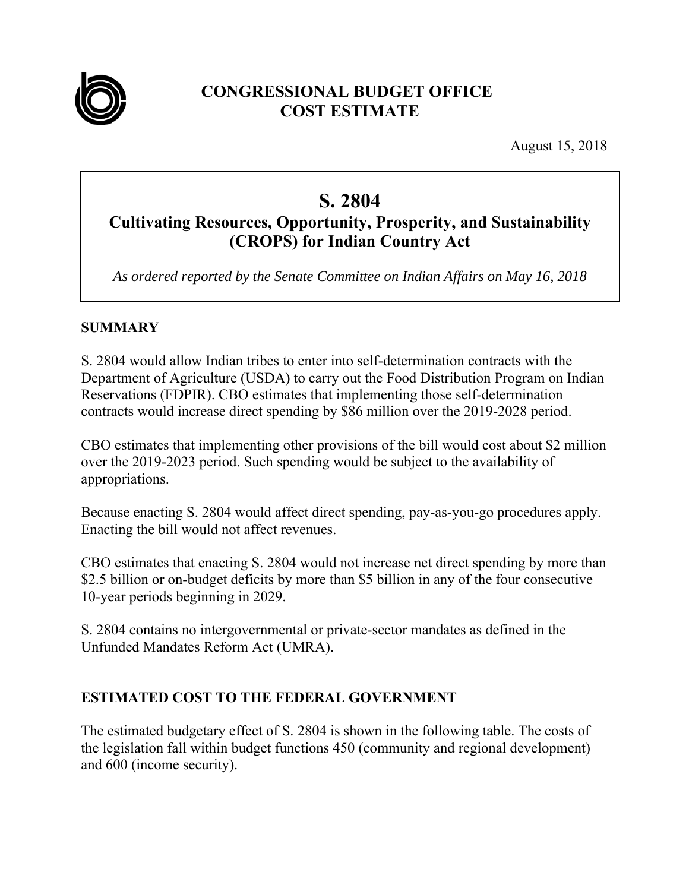# CONGRESSIONAL BUDGET OFFICE
# COST ESTIMATE

August 15, 2018

## S. 2804
### Cultivating Resources, Opportunity, Prosperity, and Sustainability (CROPS) for Indian Country Act

*As ordered reported by the Senate Committee on Indian Affairs on May 16, 2018*

## SUMMARY

S. 2804 would allow Indian tribes to enter into self-determination contracts with the Department of Agriculture (USDA) to carry out the Food Distribution Program on Indian Reservations (FDPIR). CBO estimates that implementing those self-determination contracts would increase direct spending by $86 million over the 2019-2028 period.

CBO estimates that implementing other provisions of the bill would cost about $2 million over the 2019-2023 period. Such spending would be subject to the availability of appropriations.

Because enacting S. 2804 would affect direct spending, pay-as-you-go procedures apply. Enacting the bill would not affect revenues.

CBO estimates that enacting S. 2804 would not increase net direct spending by more than $2.5 billion or on-budget deficits by more than $5 billion in any of the four consecutive 10-year periods beginning in 2029.

S. 2804 contains no intergovernmental or private-sector mandates as defined in the Unfunded Mandates Reform Act (UMRA).

## ESTIMATED COST TO THE FEDERAL GOVERNMENT

The estimated budgetary effect of S. 2804 is shown in the following table. The costs of the legislation fall within budget functions 450 (community and regional development) and 600 (income security).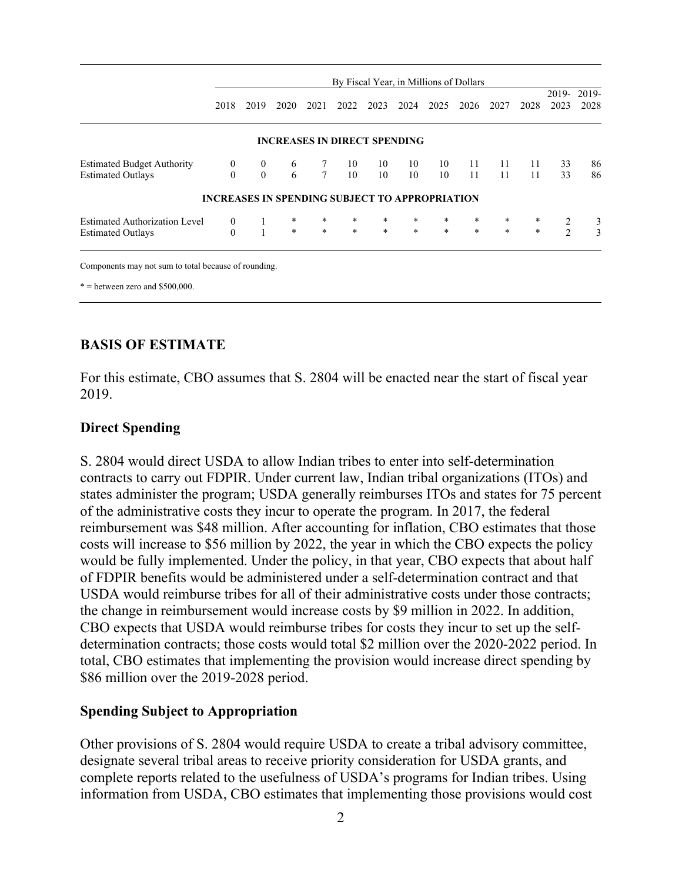| | By Fiscal Year, in Millions of Dollars | | | | | | | | | | | | |
|---|---|---|---|---|---|---|---|---|---|---|---|---|---|
| | 2018 | 2019 | 2020 | 2021 | 2022 | 2023 | 2024 | 2025 | 2026 | 2027 | 2028 | 2019-2023 | 2019-2028 |
| **INCREASES IN DIRECT SPENDING** | | | | | | | | | | | | | |
| Estimated Budget Authority | 0 | 0 | 6 | 7 | 10 | 10 | 10 | 10 | 11 | 11 | 11 | 33 | 86 |
| Estimated Outlays | 0 | 0 | 6 | 7 | 10 | 10 | 10 | 10 | 11 | 11 | 11 | 33 | 86 |
| **INCREASES IN SPENDING SUBJECT TO APPROPRIATION** | | | | | | | | | | | | | |
| Estimated Authorization Level | 0 | 1 | * | * | * | * | * | * | * | * | * | 2 | 3 |
| Estimated Outlays | 0 | 1 | * | * | * | * | * | * | * | * | * | 2 | 3 |

Components may not sum to total because of rounding.

* = between zero and $500,000.

## BASIS OF ESTIMATE

For this estimate, CBO assumes that S. 2804 will be enacted near the start of fiscal year 2019.

### Direct Spending

S. 2804 would direct USDA to allow Indian tribes to enter into self-determination contracts to carry out FDPIR. Under current law, Indian tribal organizations (ITOs) and states administer the program; USDA generally reimburses ITOs and states for 75 percent of the administrative costs they incur to operate the program. In 2017, the federal reimbursement was $48 million. After accounting for inflation, CBO estimates that those costs will increase to $56 million by 2022, the year in which the CBO expects the policy would be fully implemented. Under the policy, in that year, CBO expects that about half of FDPIR benefits would be administered under a self-determination contract and that USDA would reimburse tribes for all of their administrative costs under those contracts; the change in reimbursement would increase costs by $9 million in 2022. In addition, CBO expects that USDA would reimburse tribes for costs they incur to set up the self-determination contracts; those costs would total $2 million over the 2020-2022 period. In total, CBO estimates that implementing the provision would increase direct spending by $86 million over the 2019-2028 period.

### Spending Subject to Appropriation

Other provisions of S. 2804 would require USDA to create a tribal advisory committee, designate several tribal areas to receive priority consideration for USDA grants, and complete reports related to the usefulness of USDA's programs for Indian tribes. Using information from USDA, CBO estimates that implementing those provisions would cost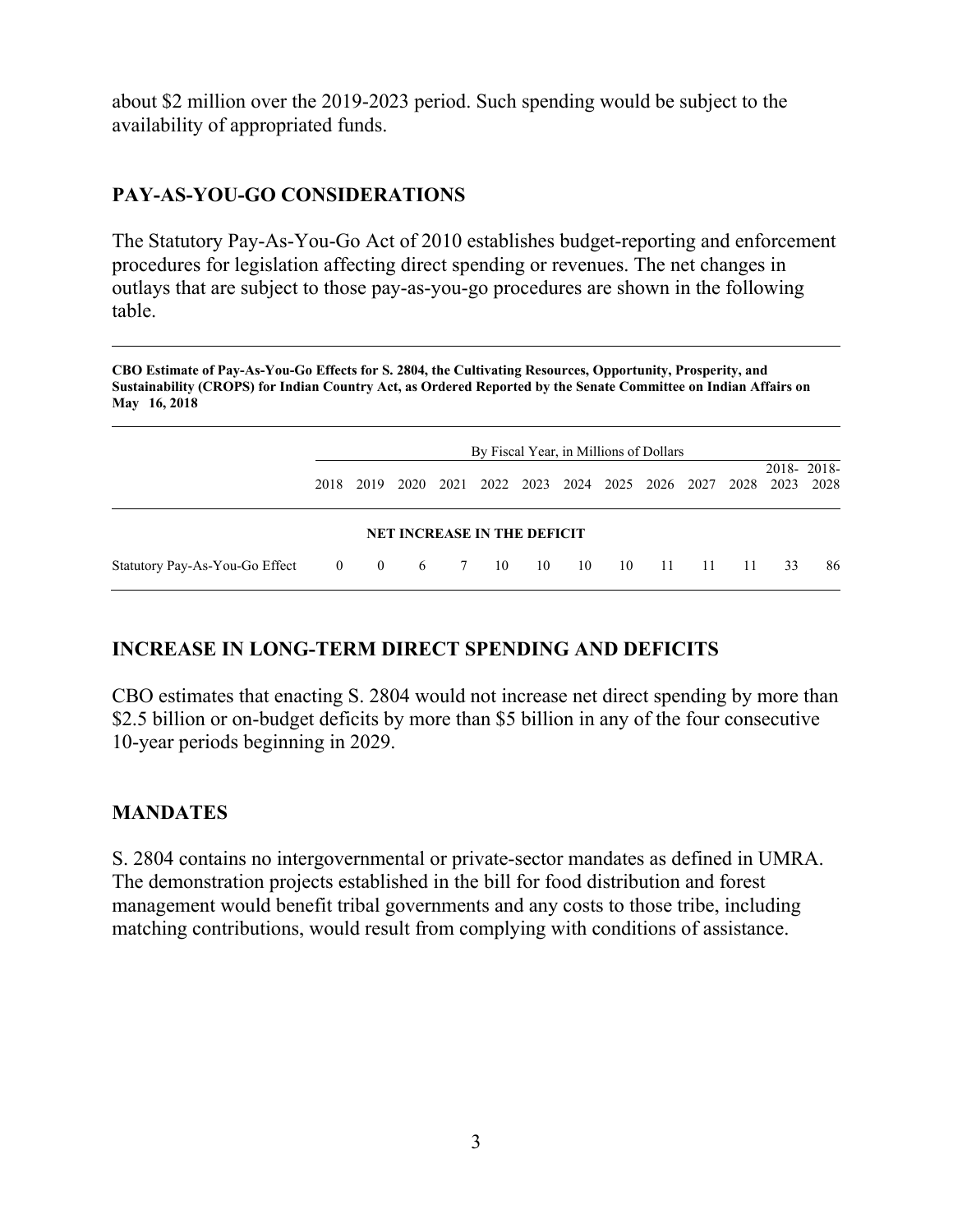about $2 million over the 2019-2023 period. Such spending would be subject to the availability of appropriated funds.

## PAY-AS-YOU-GO CONSIDERATIONS

The Statutory Pay-As-You-Go Act of 2010 establishes budget-reporting and enforcement procedures for legislation affecting direct spending or revenues. The net changes in outlays that are subject to those pay-as-you-go procedures are shown in the following table.

**CBO Estimate of Pay-As-You-Go Effects for S. 2804, the Cultivating Resources, Opportunity, Prosperity, and Sustainability (CROPS) for Indian Country Act, as Ordered Reported by the Senate Committee on Indian Affairs on May 16, 2018**

| | By Fiscal Year, in Millions of Dollars | | | | | | | | | | | | |
|---|---|---|---|---|---|---|---|---|---|---|---|---|---|
| | 2018 | 2019 | 2020 | 2021 | 2022 | 2023 | 2024 | 2025 | 2026 | 2027 | 2028 | 2018-2023 | 2018-2028 |
| **NET INCREASE IN THE DEFICIT** | | | | | | | | | | | | | |
| Statutory Pay-As-You-Go Effect | 0 | 0 | 6 | 7 | 10 | 10 | 10 | 10 | 11 | 11 | 11 | 33 | 86 |

## INCREASE IN LONG-TERM DIRECT SPENDING AND DEFICITS

CBO estimates that enacting S. 2804 would not increase net direct spending by more than $2.5 billion or on-budget deficits by more than $5 billion in any of the four consecutive 10-year periods beginning in 2029.

## MANDATES

S. 2804 contains no intergovernmental or private-sector mandates as defined in UMRA. The demonstration projects established in the bill for food distribution and forest management would benefit tribal governments and any costs to those tribe, including matching contributions, would result from complying with conditions of assistance.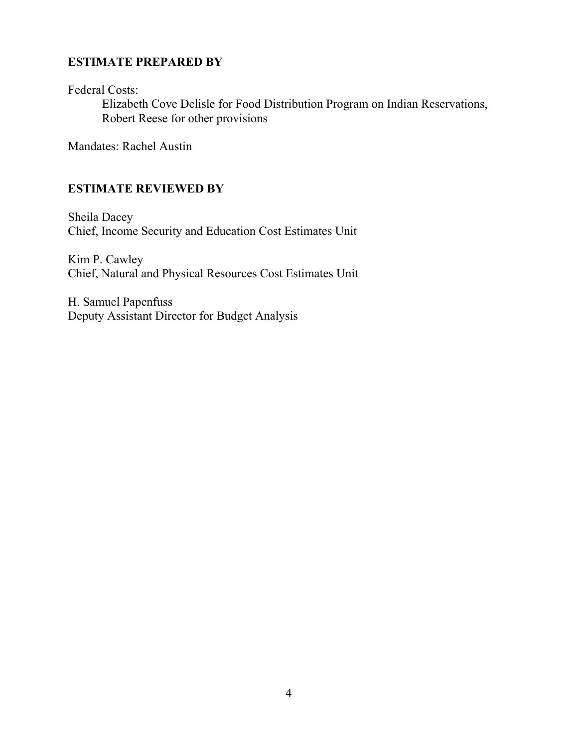**ESTIMATE PREPARED BY**

Federal Costs:

Elizabeth Cove Delisle for Food Distribution Program on Indian Reservations, Robert Reese for other provisions

Mandates: Rachel Austin

**ESTIMATE REVIEWED BY**

Sheila Dacey
Chief, Income Security and Education Cost Estimates Unit

Kim P. Cawley
Chief, Natural and Physical Resources Cost Estimates Unit

H. Samuel Papenfuss
Deputy Assistant Director for Budget Analysis